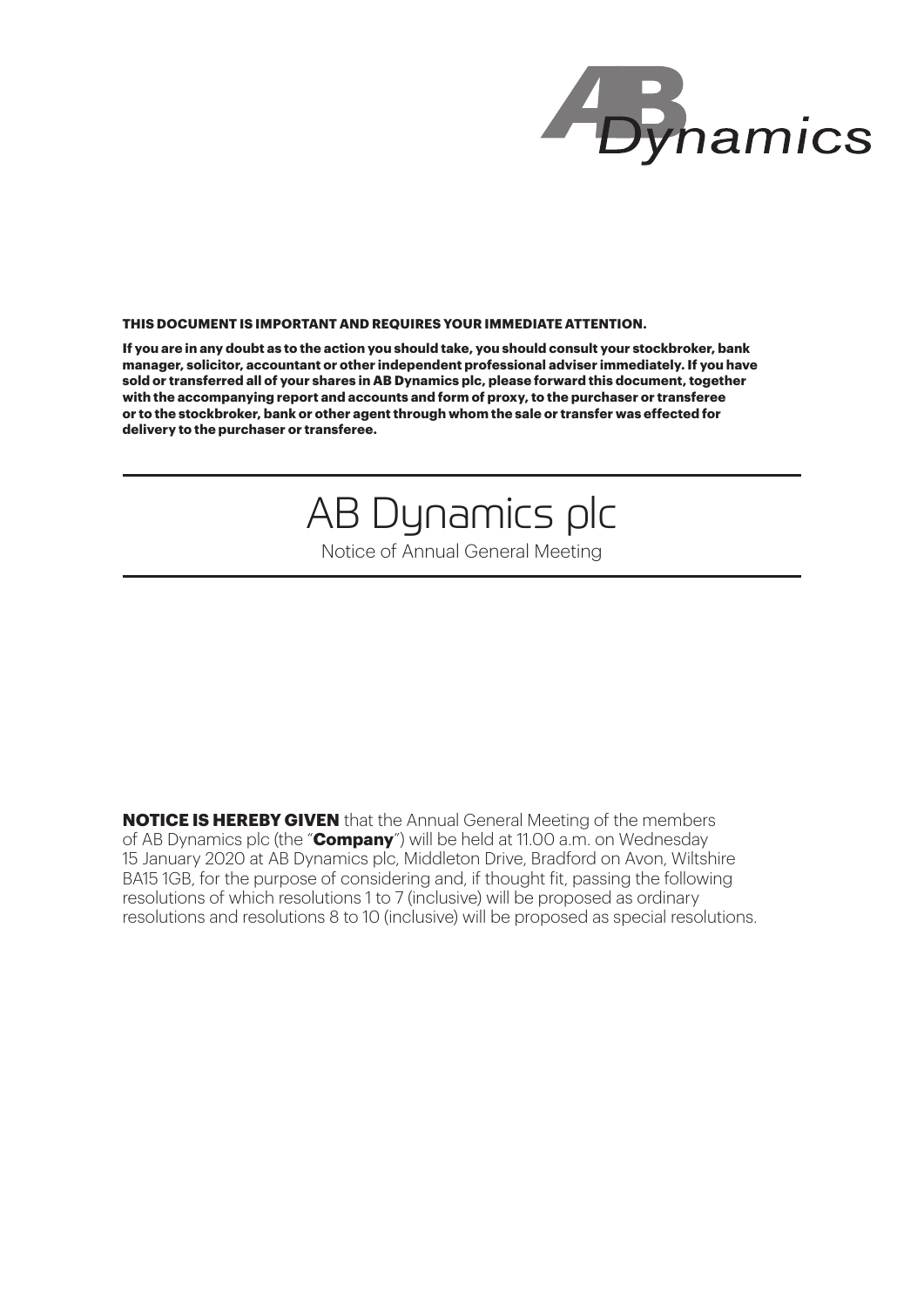**THIS DOCUMENT IS IMPORTANT AND REQUIRES YOUR IMMEDIATE ATTENTION.**

**If you are in any doubt as to the action you should take, you should consult your stockbroker, bank manager, solicitor, accountant or other independent professional adviser immediately. If you have sold or transferred all of your shares in AB Dynamics plc, please forward this document, together with the accompanying report and accounts and form of proxy, to the purchaser or transferee or to the stockbroker, bank or other agent through whom the sale or transfer was effected for delivery to the purchaser or transferee.**

# AB Dynamics plc

Notice of Annual General Meeting

**NOTICE IS HEREBY GIVEN** that the Annual General Meeting of the members of AB Dynamics plc (the "**Company**") will be held at 11.00 a.m. on Wednesday 15 January 2020 at AB Dynamics plc, Middleton Drive, Bradford on Avon, Wiltshire BA15 1GB, for the purpose of considering and, if thought fit, passing the following resolutions of which resolutions 1 to 7 (inclusive) will be proposed as ordinary resolutions and resolutions 8 to 10 (inclusive) will be proposed as special resolutions.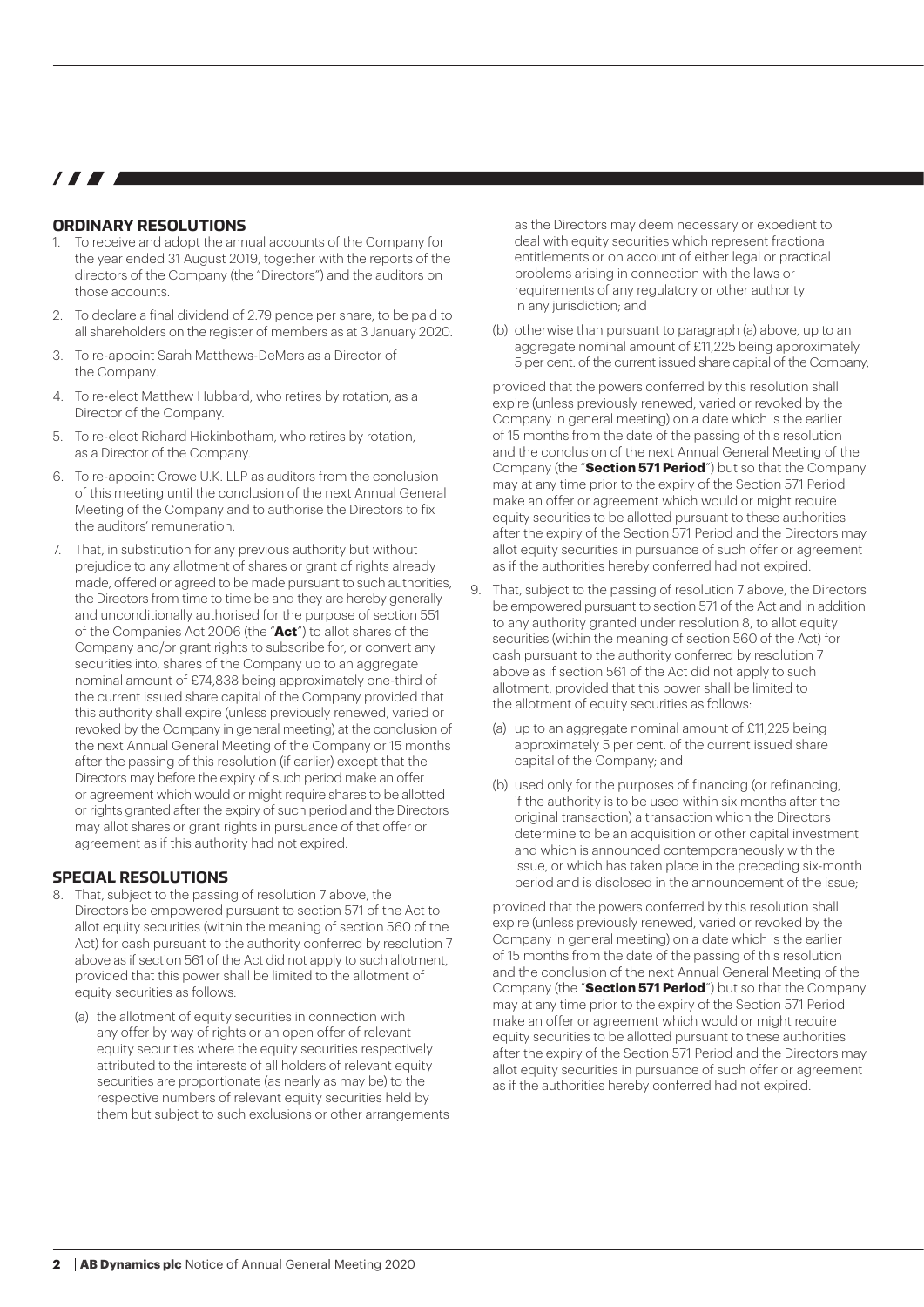## ORDINARY RESOLUTIONS

1. To receive and adopt the annual accounts of the Company for the year ended 31 August 2019, together with the reports of the directors of the Company (the "Directors") and the auditors on those accounts.
2. To declare a final dividend of 2.79 pence per share, to be paid to all shareholders on the register of members as at 3 January 2020.
3. To re-appoint Sarah Matthews-DeMers as a Director of the Company.
4. To re-elect Matthew Hubbard, who retires by rotation, as a Director of the Company.
5. To re-elect Richard Hickinbotham, who retires by rotation, as a Director of the Company.
6. To re-appoint Crowe U.K. LLP as auditors from the conclusion of this meeting until the conclusion of the next Annual General Meeting of the Company and to authorise the Directors to fix the auditors' remuneration.
7. That, in substitution for any previous authority but without prejudice to any allotment of shares or grant of rights already made, offered or agreed to be made pursuant to such authorities, the Directors from time to time be and they are hereby generally and unconditionally authorised for the purpose of section 551 of the Companies Act 2006 (the "**Act**") to allot shares of the Company and/or grant rights to subscribe for, or convert any securities into, shares of the Company up to an aggregate nominal amount of £74,838 being approximately one-third of the current issued share capital of the Company provided that this authority shall expire (unless previously renewed, varied or revoked by the Company in general meeting) at the conclusion of the next Annual General Meeting of the Company or 15 months after the passing of this resolution (if earlier) except that the Directors may before the expiry of such period make an offer or agreement which would or might require shares to be allotted or rights granted after the expiry of such period and the Directors may allot shares or grant rights in pursuance of that offer or agreement as if this authority had not expired.

## SPECIAL RESOLUTIONS

8. That, subject to the passing of resolution 7 above, the Directors be empowered pursuant to section 571 of the Act to allot equity securities (within the meaning of section 560 of the Act) for cash pursuant to the authority conferred by resolution 7 above as if section 561 of the Act did not apply to such allotment, provided that this power shall be limited to the allotment of equity securities as follows:

   (a) the allotment of equity securities in connection with any offer by way of rights or an open offer of relevant equity securities where the equity securities respectively attributed to the interests of all holders of relevant equity securities are proportionate (as nearly as may be) to the respective numbers of relevant equity securities held by them but subject to such exclusions or other arrangements as the Directors may deem necessary or expedient to deal with equity securities which represent fractional entitlements or on account of either legal or practical problems arising in connection with the laws or requirements of any regulatory or other authority in any jurisdiction; and

   (b) otherwise than pursuant to paragraph (a) above, up to an aggregate nominal amount of £11,225 being approximately 5 per cent. of the current issued share capital of the Company;

   provided that the powers conferred by this resolution shall expire (unless previously renewed, varied or revoked by the Company in general meeting) on a date which is the earlier of 15 months from the date of the passing of this resolution and the conclusion of the next Annual General Meeting of the Company (the "**Section 571 Period**") but so that the Company may at any time prior to the expiry of the Section 571 Period make an offer or agreement which would or might require equity securities to be allotted pursuant to these authorities after the expiry of the Section 571 Period and the Directors may allot equity securities in pursuance of such offer or agreement as if the authorities hereby conferred had not expired.

9. That, subject to the passing of resolution 7 above, the Directors be empowered pursuant to section 571 of the Act and in addition to any authority granted under resolution 8, to allot equity securities (within the meaning of section 560 of the Act) for cash pursuant to the authority conferred by resolution 7 above as if section 561 of the Act did not apply to such allotment, provided that this power shall be limited to the allotment of equity securities as follows:

   (a) up to an aggregate nominal amount of £11,225 being approximately 5 per cent. of the current issued share capital of the Company; and

   (b) used only for the purposes of financing (or refinancing, if the authority is to be used within six months after the original transaction) a transaction which the Directors determine to be an acquisition or other capital investment and which is announced contemporaneously with the issue, or which has taken place in the preceding six-month period and is disclosed in the announcement of the issue;

   provided that the powers conferred by this resolution shall expire (unless previously renewed, varied or revoked by the Company in general meeting) on a date which is the earlier of 15 months from the date of the passing of this resolution and the conclusion of the next Annual General Meeting of the Company (the "**Section 571 Period**") but so that the Company may at any time prior to the expiry of the Section 571 Period make an offer or agreement which would or might require equity securities to be allotted pursuant to these authorities after the expiry of the Section 571 Period and the Directors may allot equity securities in pursuance of such offer or agreement as if the authorities hereby conferred had not expired.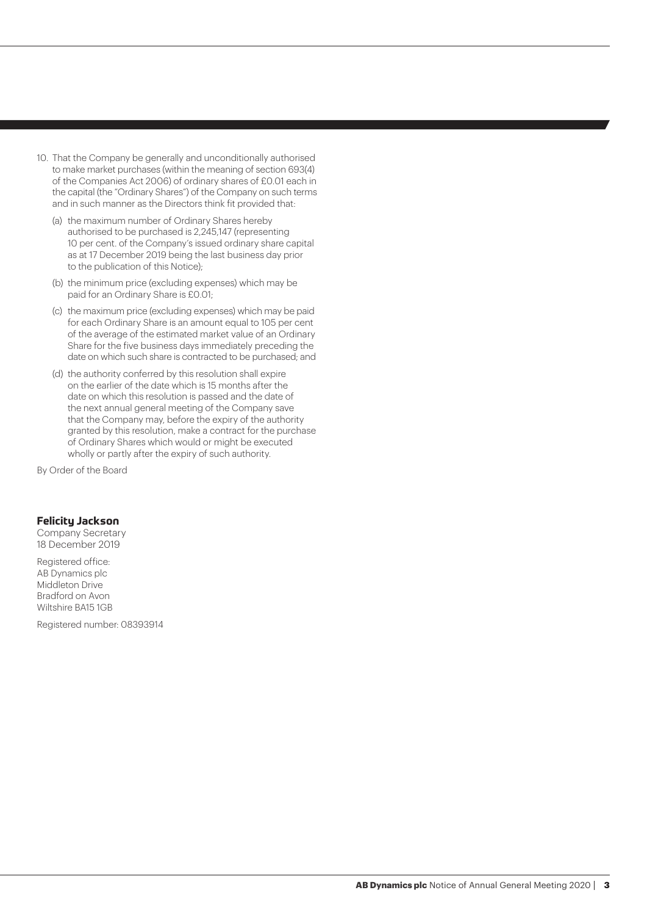10. That the Company be generally and unconditionally authorised to make market purchases (within the meaning of section 693(4) of the Companies Act 2006) of ordinary shares of £0.01 each in the capital (the "Ordinary Shares") of the Company on such terms and in such manner as the Directors think fit provided that:

    (a) the maximum number of Ordinary Shares hereby authorised to be purchased is 2,245,147 (representing 10 per cent. of the Company's issued ordinary share capital as at 17 December 2019 being the last business day prior to the publication of this Notice);

    (b) the minimum price (excluding expenses) which may be paid for an Ordinary Share is £0.01;

    (c) the maximum price (excluding expenses) which may be paid for each Ordinary Share is an amount equal to 105 per cent of the average of the estimated market value of an Ordinary Share for the five business days immediately preceding the date on which such share is contracted to be purchased; and

    (d) the authority conferred by this resolution shall expire on the earlier of the date which is 15 months after the date on which this resolution is passed and the date of the next annual general meeting of the Company save that the Company may, before the expiry of the authority granted by this resolution, make a contract for the purchase of Ordinary Shares which would or might be executed wholly or partly after the expiry of such authority.

By Order of the Board

**Felicity Jackson**
Company Secretary
18 December 2019

Registered office:
AB Dynamics plc
Middleton Drive
Bradford on Avon
Wiltshire BA15 1GB

Registered number: 08393914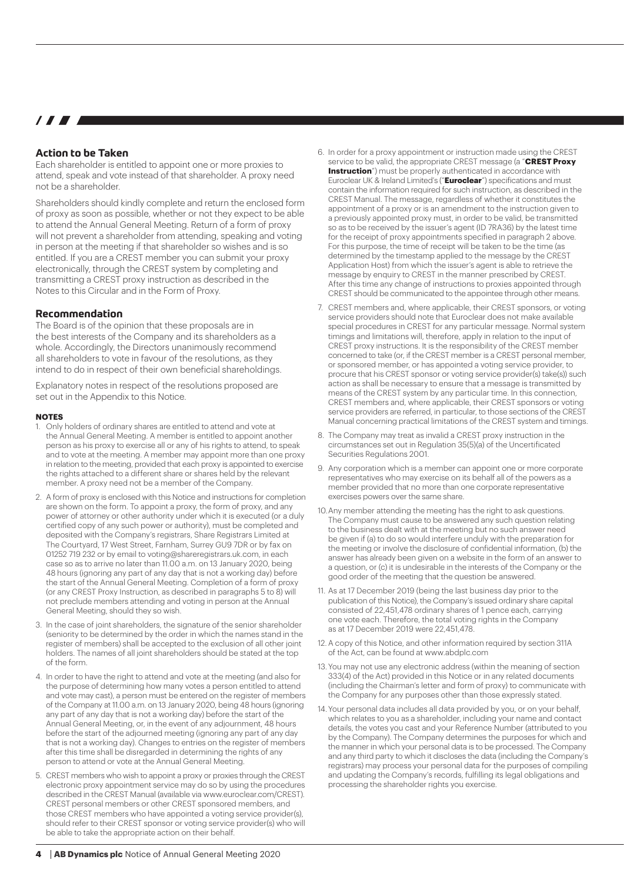## Action to be Taken

Each shareholder is entitled to appoint one or more proxies to attend, speak and vote instead of that shareholder. A proxy need not be a shareholder.

Shareholders should kindly complete and return the enclosed form of proxy as soon as possible, whether or not they expect to be able to attend the Annual General Meeting. Return of a form of proxy will not prevent a shareholder from attending, speaking and voting in person at the meeting if that shareholder so wishes and is so entitled. If you are a CREST member you can submit your proxy electronically, through the CREST system by completing and transmitting a CREST proxy instruction as described in the Notes to this Circular and in the Form of Proxy.

## Recommendation

The Board is of the opinion that these proposals are in the best interests of the Company and its shareholders as a whole. Accordingly, the Directors unanimously recommend all shareholders to vote in favour of the resolutions, as they intend to do in respect of their own beneficial shareholdings.

Explanatory notes in respect of the resolutions proposed are set out in the Appendix to this Notice.

### NOTES

1. Only holders of ordinary shares are entitled to attend and vote at the Annual General Meeting. A member is entitled to appoint another person as his proxy to exercise all or any of his rights to attend, to speak and to vote at the meeting. A member may appoint more than one proxy in relation to the meeting, provided that each proxy is appointed to exercise the rights attached to a different share or shares held by the relevant member. A proxy need not be a member of the Company.
2. A form of proxy is enclosed with this Notice and instructions for completion are shown on the form. To appoint a proxy, the form of proxy, and any power of attorney or other authority under which it is executed (or a duly certified copy of any such power or authority), must be completed and deposited with the Company's registrars, Share Registrars Limited at The Courtyard, 17 West Street, Farnham, Surrey GU9 7DR or by fax on 01252 719 232 or by email to voting@shareregistrars.uk.com, in each case so as to arrive no later than 11.00 a.m. on 13 January 2020, being 48 hours (ignoring any part of any day that is not a working day) before the start of the Annual General Meeting. Completion of a form of proxy (or any CREST Proxy Instruction, as described in paragraphs 5 to 8) will not preclude members attending and voting in person at the Annual General Meeting, should they so wish.
3. In the case of joint shareholders, the signature of the senior shareholder (seniority to be determined by the order in which the names stand in the register of members) shall be accepted to the exclusion of all other joint holders. The names of all joint shareholders should be stated at the top of the form.
4. In order to have the right to attend and vote at the meeting (and also for the purpose of determining how many votes a person entitled to attend and vote may cast), a person must be entered on the register of members of the Company at 11.00 a.m. on 13 January 2020, being 48 hours (ignoring any part of any day that is not a working day) before the start of the Annual General Meeting, or, in the event of any adjournment, 48 hours before the start of the adjourned meeting (ignoring any part of any day that is not a working day). Changes to entries on the register of members after this time shall be disregarded in determining the rights of any person to attend or vote at the Annual General Meeting.
5. CREST members who wish to appoint a proxy or proxies through the CREST electronic proxy appointment service may do so by using the procedures described in the CREST Manual (available via www.euroclear.com/CREST). CREST personal members or other CREST sponsored members, and those CREST members who have appointed a voting service provider(s), should refer to their CREST sponsor or voting service provider(s) who will be able to take the appropriate action on their behalf.
6. In order for a proxy appointment or instruction made using the CREST service to be valid, the appropriate CREST message (a "**CREST Proxy Instruction**") must be properly authenticated in accordance with Euroclear UK & Ireland Limited's ("**Euroclear**") specifications and must contain the information required for such instruction, as described in the CREST Manual. The message, regardless of whether it constitutes the appointment of a proxy or is an amendment to the instruction given to a previously appointed proxy must, in order to be valid, be transmitted so as to be received by the issuer's agent (ID 7RA36) by the latest time for the receipt of proxy appointments specified in paragraph 2 above. For this purpose, the time of receipt will be taken to be the time (as determined by the timestamp applied to the message by the CREST Application Host) from which the issuer's agent is able to retrieve the message by enquiry to CREST in the manner prescribed by CREST. After this time any change of instructions to proxies appointed through CREST should be communicated to the appointee through other means.
7. CREST members and, where applicable, their CREST sponsors, or voting service providers should note that Euroclear does not make available special procedures in CREST for any particular message. Normal system timings and limitations will, therefore, apply in relation to the input of CREST proxy instructions. It is the responsibility of the CREST member concerned to take (or, if the CREST member is a CREST personal member, or sponsored member, or has appointed a voting service provider, to procure that his CREST sponsor or voting service provider(s) take(s)) such action as shall be necessary to ensure that a message is transmitted by means of the CREST system by any particular time. In this connection, CREST members and, where applicable, their CREST sponsors or voting service providers are referred, in particular, to those sections of the CREST Manual concerning practical limitations of the CREST system and timings.
8. The Company may treat as invalid a CREST proxy instruction in the circumstances set out in Regulation 35(5)(a) of the Uncertificated Securities Regulations 2001.
9. Any corporation which is a member can appoint one or more corporate representatives who may exercise on its behalf all of the powers as a member provided that no more than one corporate representative exercises powers over the same share.
10. Any member attending the meeting has the right to ask questions. The Company must cause to be answered any such question relating to the business dealt with at the meeting but no such answer need be given if (a) to do so would interfere unduly with the preparation for the meeting or involve the disclosure of confidential information, (b) the answer has already been given on a website in the form of an answer to a question, or (c) it is undesirable in the interests of the Company or the good order of the meeting that the question be answered.
11. As at 17 December 2019 (being the last business day prior to the publication of this Notice), the Company's issued ordinary share capital consisted of 22,451,478 ordinary shares of 1 pence each, carrying one vote each. Therefore, the total voting rights in the Company as at 17 December 2019 were 22,451,478.
12. A copy of this Notice, and other information required by section 311A of the Act, can be found at www.abdplc.com
13. You may not use any electronic address (within the meaning of section 333(4) of the Act) provided in this Notice or in any related documents (including the Chairman's letter and form of proxy) to communicate with the Company for any purposes other than those expressly stated.
14. Your personal data includes all data provided by you, or on your behalf, which relates to you as a shareholder, including your name and contact details, the votes you cast and your Reference Number (attributed to you by the Company). The Company determines the purposes for which and the manner in which your personal data is to be processed. The Company and any third party to which it discloses the data (including the Company's registrars) may process your personal data for the purposes of compiling and updating the Company's records, fulfilling its legal obligations and processing the shareholder rights you exercise.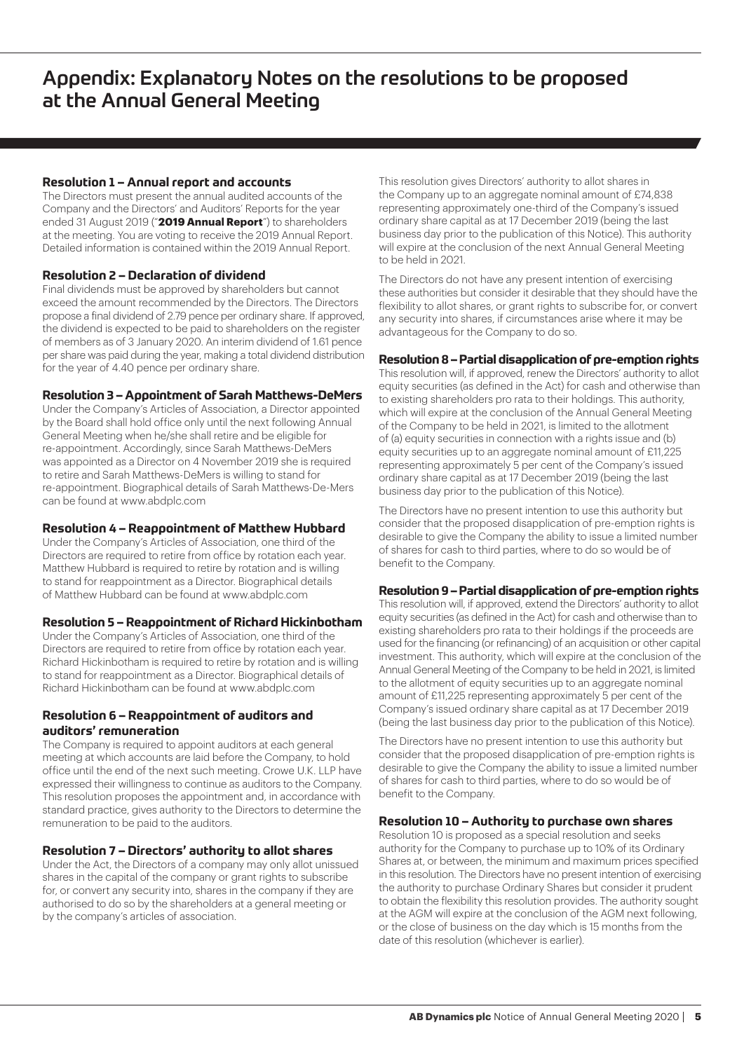# Appendix: Explanatory Notes on the resolutions to be proposed at the Annual General Meeting

### Resolution 1 – Annual report and accounts

The Directors must present the annual audited accounts of the Company and the Directors' and Auditors' Reports for the year ended 31 August 2019 ("**2019 Annual Report**") to shareholders at the meeting. You are voting to receive the 2019 Annual Report. Detailed information is contained within the 2019 Annual Report.

### Resolution 2 – Declaration of dividend

Final dividends must be approved by shareholders but cannot exceed the amount recommended by the Directors. The Directors propose a final dividend of 2.79 pence per ordinary share. If approved, the dividend is expected to be paid to shareholders on the register of members as of 3 January 2020. An interim dividend of 1.61 pence per share was paid during the year, making a total dividend distribution for the year of 4.40 pence per ordinary share.

### Resolution 3 – Appointment of Sarah Matthews-DeMers

Under the Company's Articles of Association, a Director appointed by the Board shall hold office only until the next following Annual General Meeting when he/she shall retire and be eligible for re-appointment. Accordingly, since Sarah Matthews-DeMers was appointed as a Director on 4 November 2019 she is required to retire and Sarah Matthews-DeMers is willing to stand for re-appointment. Biographical details of Sarah Matthews-De-Mers can be found at www.abdplc.com

### Resolution 4 – Reappointment of Matthew Hubbard

Under the Company's Articles of Association, one third of the Directors are required to retire from office by rotation each year. Matthew Hubbard is required to retire by rotation and is willing to stand for reappointment as a Director. Biographical details of Matthew Hubbard can be found at www.abdplc.com

### Resolution 5 – Reappointment of Richard Hickinbotham

Under the Company's Articles of Association, one third of the Directors are required to retire from office by rotation each year. Richard Hickinbotham is required to retire by rotation and is willing to stand for reappointment as a Director. Biographical details of Richard Hickinbotham can be found at www.abdplc.com

### Resolution 6 – Reappointment of auditors and auditors' remuneration

The Company is required to appoint auditors at each general meeting at which accounts are laid before the Company, to hold office until the end of the next such meeting. Crowe U.K. LLP have expressed their willingness to continue as auditors to the Company. This resolution proposes the appointment and, in accordance with standard practice, gives authority to the Directors to determine the remuneration to be paid to the auditors.

### Resolution 7 – Directors' authority to allot shares

Under the Act, the Directors of a company may only allot unissued shares in the capital of the company or grant rights to subscribe for, or convert any security into, shares in the company if they are authorised to do so by the shareholders at a general meeting or by the company's articles of association.

This resolution gives Directors' authority to allot shares in the Company up to an aggregate nominal amount of £74,838 representing approximately one-third of the Company's issued ordinary share capital as at 17 December 2019 (being the last business day prior to the publication of this Notice). This authority will expire at the conclusion of the next Annual General Meeting to be held in 2021.

The Directors do not have any present intention of exercising these authorities but consider it desirable that they should have the flexibility to allot shares, or grant rights to subscribe for, or convert any security into shares, if circumstances arise where it may be advantageous for the Company to do so.

### Resolution 8 – Partial disapplication of pre-emption rights

This resolution will, if approved, renew the Directors' authority to allot equity securities (as defined in the Act) for cash and otherwise than to existing shareholders pro rata to their holdings. This authority, which will expire at the conclusion of the Annual General Meeting of the Company to be held in 2021, is limited to the allotment of (a) equity securities in connection with a rights issue and (b) equity securities up to an aggregate nominal amount of £11,225 representing approximately 5 per cent of the Company's issued ordinary share capital as at 17 December 2019 (being the last business day prior to the publication of this Notice).

The Directors have no present intention to use this authority but consider that the proposed disapplication of pre-emption rights is desirable to give the Company the ability to issue a limited number of shares for cash to third parties, where to do so would be of benefit to the Company.

### Resolution 9 – Partial disapplication of pre-emption rights

This resolution will, if approved, extend the Directors' authority to allot equity securities (as defined in the Act) for cash and otherwise than to existing shareholders pro rata to their holdings if the proceeds are used for the financing (or refinancing) of an acquisition or other capital investment. This authority, which will expire at the conclusion of the Annual General Meeting of the Company to be held in 2021, is limited to the allotment of equity securities up to an aggregate nominal amount of £11,225 representing approximately 5 per cent of the Company's issued ordinary share capital as at 17 December 2019 (being the last business day prior to the publication of this Notice).

The Directors have no present intention to use this authority but consider that the proposed disapplication of pre-emption rights is desirable to give the Company the ability to issue a limited number of shares for cash to third parties, where to do so would be of benefit to the Company.

### Resolution 10 – Authority to purchase own shares

Resolution 10 is proposed as a special resolution and seeks authority for the Company to purchase up to 10% of its Ordinary Shares at, or between, the minimum and maximum prices specified in this resolution. The Directors have no present intention of exercising the authority to purchase Ordinary Shares but consider it prudent to obtain the flexibility this resolution provides. The authority sought at the AGM will expire at the conclusion of the AGM next following, or the close of business on the day which is 15 months from the date of this resolution (whichever is earlier).